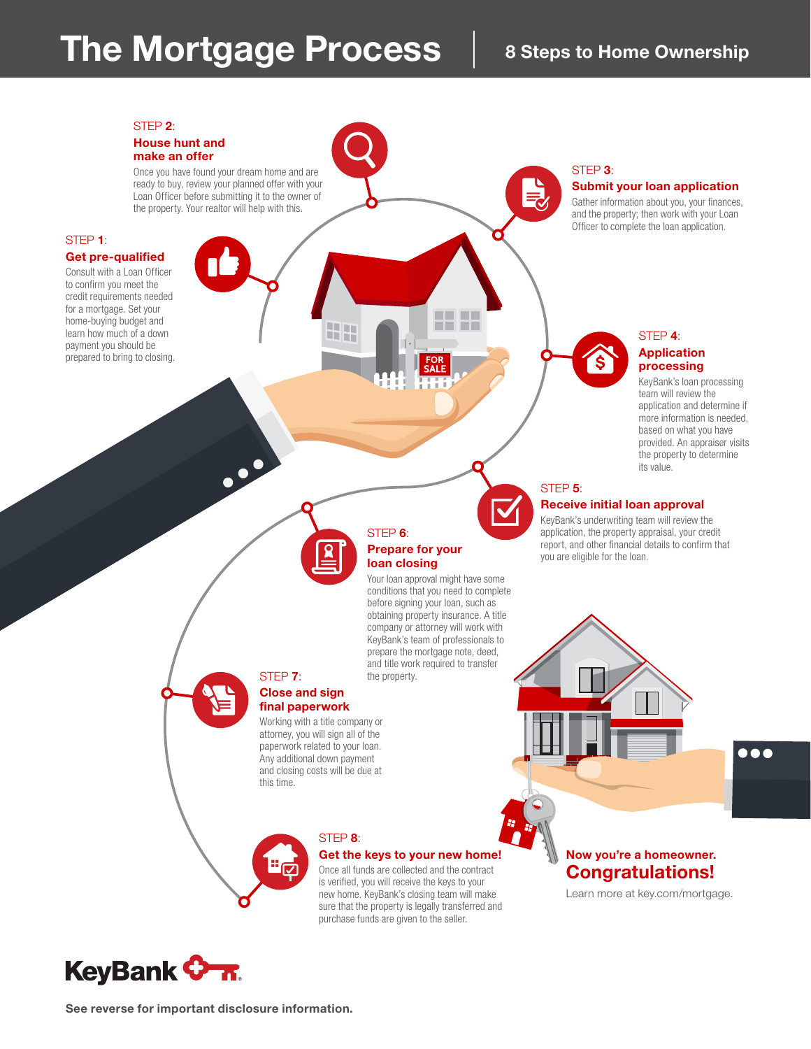# The Mortgage Process

## 8 Steps to Home Ownership

### STEP 1: Get pre-qualified

Consult with a Loan Officer to confirm you meet the credit requirements needed for a mortgage. Set your home-buying budget and learn how much of a down payment you should be prepared to bring to closing.

### STEP 2: House hunt and make an offer

Once you have found your dream home and are ready to buy, review your planned offer with your Loan Officer before submitting it to the owner of the property. Your realtor will help with this.

### STEP 3: Submit your loan application

Gather information about you, your finances, and the property; then work with your Loan Officer to complete the loan application.

### STEP 4: Application processing

KeyBank's loan processing team will review the application and determine if more information is needed, based on what you have provided. An appraiser visits the property to determine its value.

### STEP 5: Receive initial loan approval

KeyBank's underwriting team will review the application, the property appraisal, your credit report, and other financial details to confirm that you are eligible for the loan.

### STEP 6: Prepare for your loan closing

Your loan approval might have some conditions that you need to complete before signing your loan, such as obtaining property insurance. A title company or attorney will work with KeyBank's team of professionals to prepare the mortgage note, deed, and title work required to transfer the property.

### STEP 7: Close and sign final paperwork

Working with a title company or attorney, you will sign all of the paperwork related to your loan. Any additional down payment and closing costs will be due at this time.

### STEP 8: Get the keys to your new home!

Once all funds are collected and the contract is verified, you will receive the keys to your new home. KeyBank's closing team will make sure that the property is legally transferred and purchase funds are given to the seller.

**Now you're a homeowner.**

## Congratulations!

Learn more at key.com/mortgage.

KeyBank

**See reverse for important disclosure information.**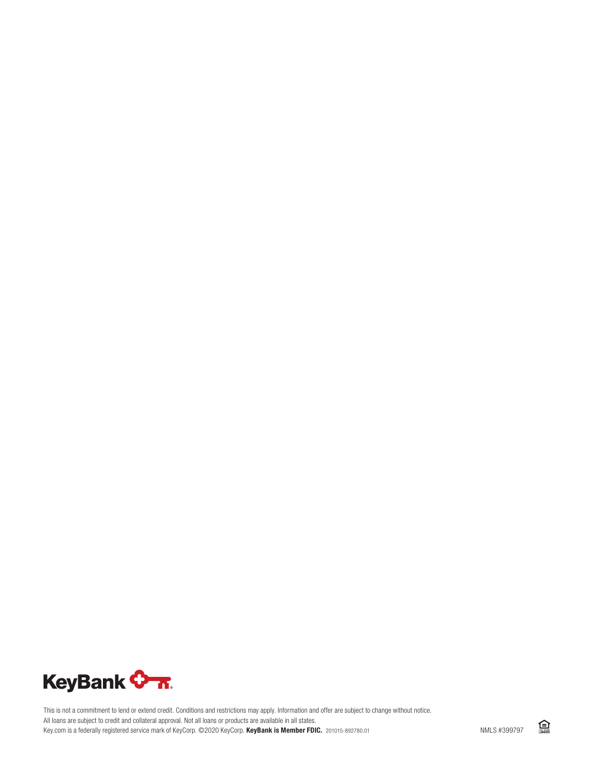KeyBank

This is not a commitment to lend or extend credit. Conditions and restrictions may apply. Information and offer are subject to change without notice.
All loans are subject to credit and collateral approval. Not all loans or products are available in all states.
Key.com is a federally registered service mark of KeyCorp. ©2020 KeyCorp. **KeyBank is Member FDIC.** 201015-892780.01

NMLS #399797